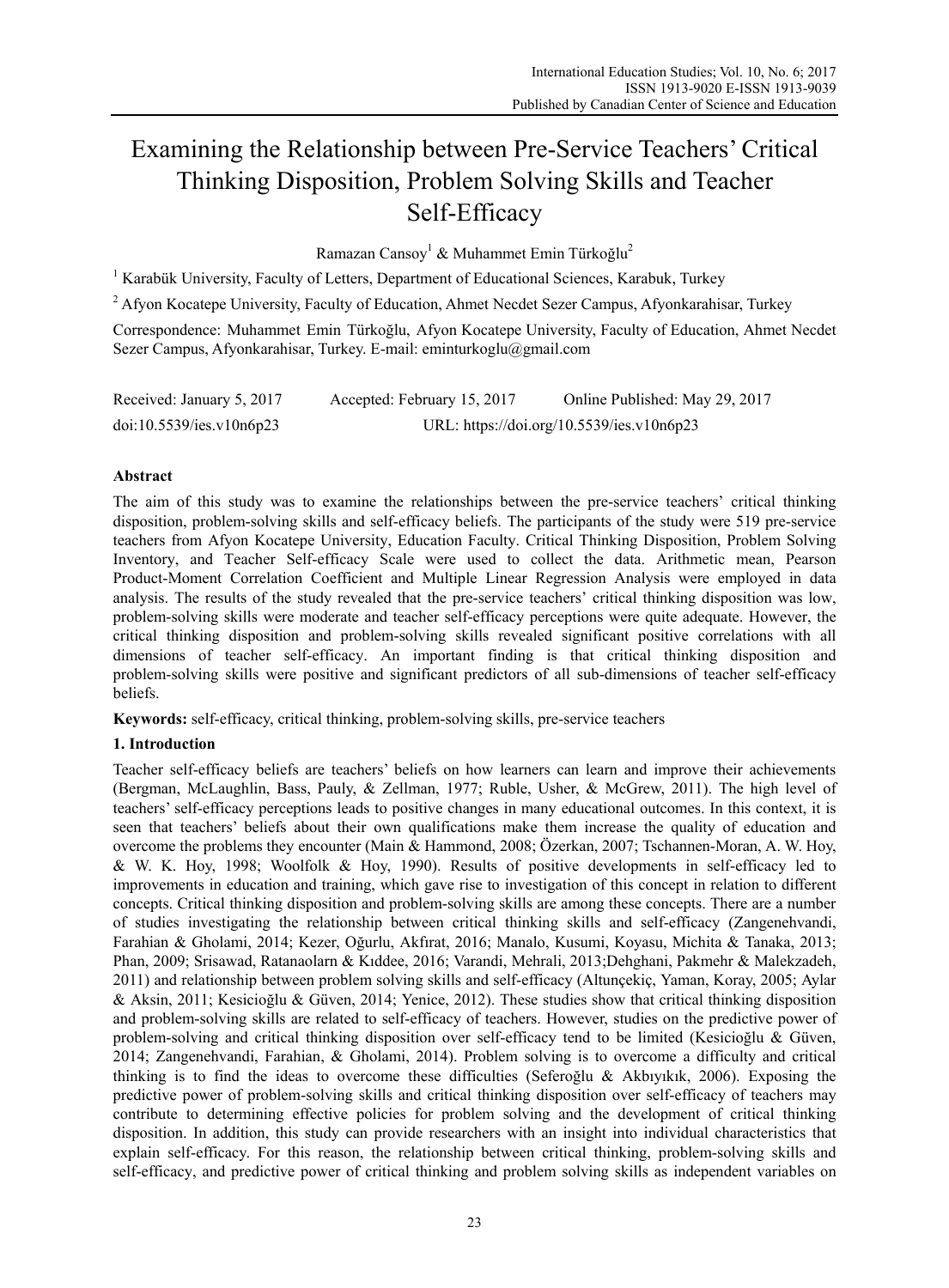# Examining the Relationship between Pre-Service Teachers' Critical Thinking Disposition, Problem Solving Skills and Teacher Self-Efficacy

Ramazan Cansoy[1] & Muhammet Emin Türkoğlu[2]

[1] Karabük University, Faculty of Letters, Department of Educational Sciences, Karabuk, Turkey

[2] Afyon Kocatepe University, Faculty of Education, Ahmet Necdet Sezer Campus, Afyonkarahisar, Turkey

Correspondence: Muhammet Emin Türkoğlu, Afyon Kocatepe University, Faculty of Education, Ahmet Necdet Sezer Campus, Afyonkarahisar, Turkey. E-mail: eminturkoglu@gmail.com

Received: January 5, 2017 Accepted: February 15, 2017 Online Published: May 29, 2017

doi:10.5539/ies.v10n6p23 URL: https://doi.org/10.5539/ies.v10n6p23

## Abstract

The aim of this study was to examine the relationships between the pre-service teachers' critical thinking disposition, problem-solving skills and self-efficacy beliefs. The participants of the study were 519 pre-service teachers from Afyon Kocatepe University, Education Faculty. Critical Thinking Disposition, Problem Solving Inventory, and Teacher Self-efficacy Scale were used to collect the data. Arithmetic mean, Pearson Product-Moment Correlation Coefficient and Multiple Linear Regression Analysis were employed in data analysis. The results of the study revealed that the pre-service teachers' critical thinking disposition was low, problem-solving skills were moderate and teacher self-efficacy perceptions were quite adequate. However, the critical thinking disposition and problem-solving skills revealed significant positive correlations with all dimensions of teacher self-efficacy. An important finding is that critical thinking disposition and problem-solving skills were positive and significant predictors of all sub-dimensions of teacher self-efficacy beliefs.

**Keywords:** self-efficacy, critical thinking, problem-solving skills, pre-service teachers

## 1. Introduction

Teacher self-efficacy beliefs are teachers' beliefs on how learners can learn and improve their achievements (Bergman, McLaughlin, Bass, Pauly, & Zellman, 1977; Ruble, Usher, & McGrew, 2011). The high level of teachers' self-efficacy perceptions leads to positive changes in many educational outcomes. In this context, it is seen that teachers' beliefs about their own qualifications make them increase the quality of education and overcome the problems they encounter (Main & Hammond, 2008; Özerkan, 2007; Tschannen-Moran, A. W. Hoy, & W. K. Hoy, 1998; Woolfolk & Hoy, 1990). Results of positive developments in self-efficacy led to improvements in education and training, which gave rise to investigation of this concept in relation to different concepts. Critical thinking disposition and problem-solving skills are among these concepts. There are a number of studies investigating the relationship between critical thinking skills and self-efficacy (Zangenehvandi, Farahian & Gholami, 2014; Kezer, Oğurlu, Akfırat, 2016; Manalo, Kusumi, Koyasu, Michita & Tanaka, 2013; Phan, 2009; Srisawad, Ratanaolarn & Kıddee, 2016; Varandi, Mehrali, 2013;Dehghani, Pakmehr & Malekzadeh, 2011) and relationship between problem solving skills and self-efficacy (Altunçekiç, Yaman, Koray, 2005; Aylar & Aksin, 2011; Kesicioğlu & Güven, 2014; Yenice, 2012). These studies show that critical thinking disposition and problem-solving skills are related to self-efficacy of teachers. However, studies on the predictive power of problem-solving and critical thinking disposition over self-efficacy tend to be limited (Kesicioğlu & Güven, 2014; Zangenehvandi, Farahian, & Gholami, 2014). Problem solving is to overcome a difficulty and critical thinking is to find the ideas to overcome these difficulties (Seferoğlu & Akbıyık, 2006). Exposing the predictive power of problem-solving skills and critical thinking disposition over self-efficacy of teachers may contribute to determining effective policies for problem solving and the development of critical thinking disposition. In addition, this study can provide researchers with an insight into individual characteristics that explain self-efficacy. For this reason, the relationship between critical thinking, problem-solving skills and self-efficacy, and predictive power of critical thinking and problem solving skills as independent variables on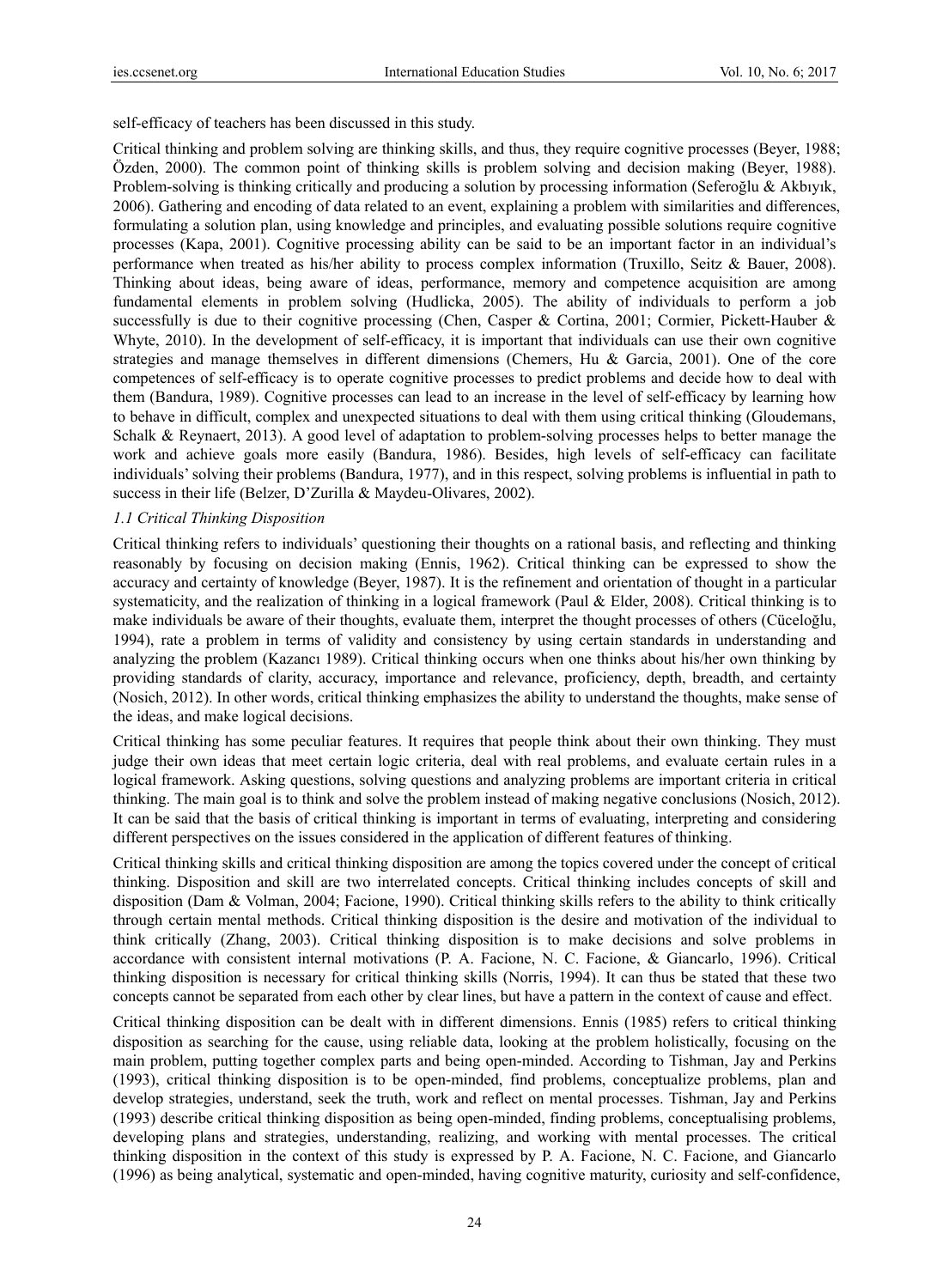self-efficacy of teachers has been discussed in this study.

Critical thinking and problem solving are thinking skills, and thus, they require cognitive processes (Beyer, 1988; Özden, 2000). The common point of thinking skills is problem solving and decision making (Beyer, 1988). Problem-solving is thinking critically and producing a solution by processing information (Seferoğlu & Akbıyık, 2006). Gathering and encoding of data related to an event, explaining a problem with similarities and differences, formulating a solution plan, using knowledge and principles, and evaluating possible solutions require cognitive processes (Kapa, 2001). Cognitive processing ability can be said to be an important factor in an individual's performance when treated as his/her ability to process complex information (Truxillo, Seitz & Bauer, 2008). Thinking about ideas, being aware of ideas, performance, memory and competence acquisition are among fundamental elements in problem solving (Hudlicka, 2005). The ability of individuals to perform a job successfully is due to their cognitive processing (Chen, Casper & Cortina, 2001; Cormier, Pickett-Hauber & Whyte, 2010). In the development of self-efficacy, it is important that individuals can use their own cognitive strategies and manage themselves in different dimensions (Chemers, Hu & Garcia, 2001). One of the core competences of self-efficacy is to operate cognitive processes to predict problems and decide how to deal with them (Bandura, 1989). Cognitive processes can lead to an increase in the level of self-efficacy by learning how to behave in difficult, complex and unexpected situations to deal with them using critical thinking (Gloudemans, Schalk & Reynaert, 2013). A good level of adaptation to problem-solving processes helps to better manage the work and achieve goals more easily (Bandura, 1986). Besides, high levels of self-efficacy can facilitate individuals' solving their problems (Bandura, 1977), and in this respect, solving problems is influential in path to success in their life (Belzer, D'Zurilla & Maydeu-Olivares, 2002).

### *1.1 Critical Thinking Disposition*

Critical thinking refers to individuals' questioning their thoughts on a rational basis, and reflecting and thinking reasonably by focusing on decision making (Ennis, 1962). Critical thinking can be expressed to show the accuracy and certainty of knowledge (Beyer, 1987). It is the refinement and orientation of thought in a particular systematicity, and the realization of thinking in a logical framework (Paul & Elder, 2008). Critical thinking is to make individuals be aware of their thoughts, evaluate them, interpret the thought processes of others (Cüceloğlu, 1994), rate a problem in terms of validity and consistency by using certain standards in understanding and analyzing the problem (Kazancı 1989). Critical thinking occurs when one thinks about his/her own thinking by providing standards of clarity, accuracy, importance and relevance, proficiency, depth, breadth, and certainty (Nosich, 2012). In other words, critical thinking emphasizes the ability to understand the thoughts, make sense of the ideas, and make logical decisions.

Critical thinking has some peculiar features. It requires that people think about their own thinking. They must judge their own ideas that meet certain logic criteria, deal with real problems, and evaluate certain rules in a logical framework. Asking questions, solving questions and analyzing problems are important criteria in critical thinking. The main goal is to think and solve the problem instead of making negative conclusions (Nosich, 2012). It can be said that the basis of critical thinking is important in terms of evaluating, interpreting and considering different perspectives on the issues considered in the application of different features of thinking.

Critical thinking skills and critical thinking disposition are among the topics covered under the concept of critical thinking. Disposition and skill are two interrelated concepts. Critical thinking includes concepts of skill and disposition (Dam & Volman, 2004; Facione, 1990). Critical thinking skills refers to the ability to think critically through certain mental methods. Critical thinking disposition is the desire and motivation of the individual to think critically (Zhang, 2003). Critical thinking disposition is to make decisions and solve problems in accordance with consistent internal motivations (P. A. Facione, N. C. Facione, & Giancarlo, 1996). Critical thinking disposition is necessary for critical thinking skills (Norris, 1994). It can thus be stated that these two concepts cannot be separated from each other by clear lines, but have a pattern in the context of cause and effect.

Critical thinking disposition can be dealt with in different dimensions. Ennis (1985) refers to critical thinking disposition as searching for the cause, using reliable data, looking at the problem holistically, focusing on the main problem, putting together complex parts and being open-minded. According to Tishman, Jay and Perkins (1993), critical thinking disposition is to be open-minded, find problems, conceptualize problems, plan and develop strategies, understand, seek the truth, work and reflect on mental processes. Tishman, Jay and Perkins (1993) describe critical thinking disposition as being open-minded, finding problems, conceptualising problems, developing plans and strategies, understanding, realizing, and working with mental processes. The critical thinking disposition in the context of this study is expressed by P. A. Facione, N. C. Facione, and Giancarlo (1996) as being analytical, systematic and open-minded, having cognitive maturity, curiosity and self-confidence,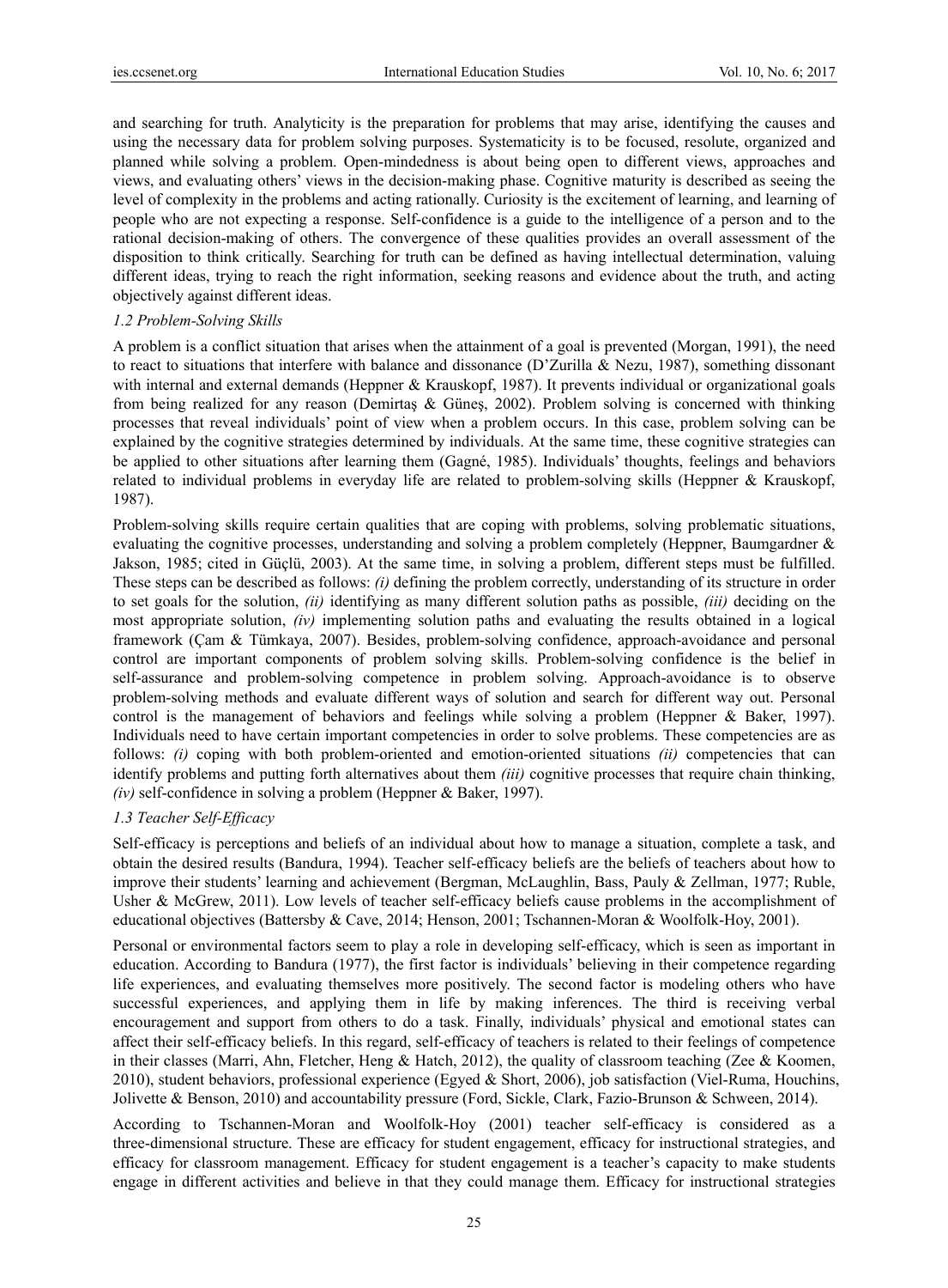and searching for truth. Analyticity is the preparation for problems that may arise, identifying the causes and using the necessary data for problem solving purposes. Systematicity is to be focused, resolute, organized and planned while solving a problem. Open-mindedness is about being open to different views, approaches and views, and evaluating others' views in the decision-making phase. Cognitive maturity is described as seeing the level of complexity in the problems and acting rationally. Curiosity is the excitement of learning, and learning of people who are not expecting a response. Self-confidence is a guide to the intelligence of a person and to the rational decision-making of others. The convergence of these qualities provides an overall assessment of the disposition to think critically. Searching for truth can be defined as having intellectual determination, valuing different ideas, trying to reach the right information, seeking reasons and evidence about the truth, and acting objectively against different ideas.

### *1.2 Problem-Solving Skills*

A problem is a conflict situation that arises when the attainment of a goal is prevented (Morgan, 1991), the need to react to situations that interfere with balance and dissonance (D'Zurilla & Nezu, 1987), something dissonant with internal and external demands (Heppner & Krauskopf, 1987). It prevents individual or organizational goals from being realized for any reason (Demirtaş & Güneş, 2002). Problem solving is concerned with thinking processes that reveal individuals' point of view when a problem occurs. In this case, problem solving can be explained by the cognitive strategies determined by individuals. At the same time, these cognitive strategies can be applied to other situations after learning them (Gagné, 1985). Individuals' thoughts, feelings and behaviors related to individual problems in everyday life are related to problem-solving skills (Heppner & Krauskopf, 1987).

Problem-solving skills require certain qualities that are coping with problems, solving problematic situations, evaluating the cognitive processes, understanding and solving a problem completely (Heppner, Baumgardner & Jakson, 1985; cited in Güçlü, 2003). At the same time, in solving a problem, different steps must be fulfilled. These steps can be described as follows: *(i)* defining the problem correctly, understanding of its structure in order to set goals for the solution, *(ii)* identifying as many different solution paths as possible, *(iii)* deciding on the most appropriate solution, *(iv)* implementing solution paths and evaluating the results obtained in a logical framework (Çam & Tümkaya, 2007). Besides, problem-solving confidence, approach-avoidance and personal control are important components of problem solving skills. Problem-solving confidence is the belief in self-assurance and problem-solving competence in problem solving. Approach-avoidance is to observe problem-solving methods and evaluate different ways of solution and search for different way out. Personal control is the management of behaviors and feelings while solving a problem (Heppner & Baker, 1997). Individuals need to have certain important competencies in order to solve problems. These competencies are as follows: *(i)* coping with both problem-oriented and emotion-oriented situations *(ii)* competencies that can identify problems and putting forth alternatives about them *(iii)* cognitive processes that require chain thinking, *(iv)* self-confidence in solving a problem (Heppner & Baker, 1997).

### *1.3 Teacher Self-Efficacy*

Self-efficacy is perceptions and beliefs of an individual about how to manage a situation, complete a task, and obtain the desired results (Bandura, 1994). Teacher self-efficacy beliefs are the beliefs of teachers about how to improve their students' learning and achievement (Bergman, McLaughlin, Bass, Pauly & Zellman, 1977; Ruble, Usher & McGrew, 2011). Low levels of teacher self-efficacy beliefs cause problems in the accomplishment of educational objectives (Battersby & Cave, 2014; Henson, 2001; Tschannen-Moran & Woolfolk-Hoy, 2001).

Personal or environmental factors seem to play a role in developing self-efficacy, which is seen as important in education. According to Bandura (1977), the first factor is individuals' believing in their competence regarding life experiences, and evaluating themselves more positively. The second factor is modeling others who have successful experiences, and applying them in life by making inferences. The third is receiving verbal encouragement and support from others to do a task. Finally, individuals' physical and emotional states can affect their self-efficacy beliefs. In this regard, self-efficacy of teachers is related to their feelings of competence in their classes (Marri, Ahn, Fletcher, Heng & Hatch, 2012), the quality of classroom teaching (Zee & Koomen, 2010), student behaviors, professional experience (Egyed & Short, 2006), job satisfaction (Viel-Ruma, Houchins, Jolivette & Benson, 2010) and accountability pressure (Ford, Sickle, Clark, Fazio-Brunson & Schween, 2014).

According to Tschannen-Moran and Woolfolk-Hoy (2001) teacher self-efficacy is considered as a three-dimensional structure. These are efficacy for student engagement, efficacy for instructional strategies, and efficacy for classroom management. Efficacy for student engagement is a teacher's capacity to make students engage in different activities and believe in that they could manage them. Efficacy for instructional strategies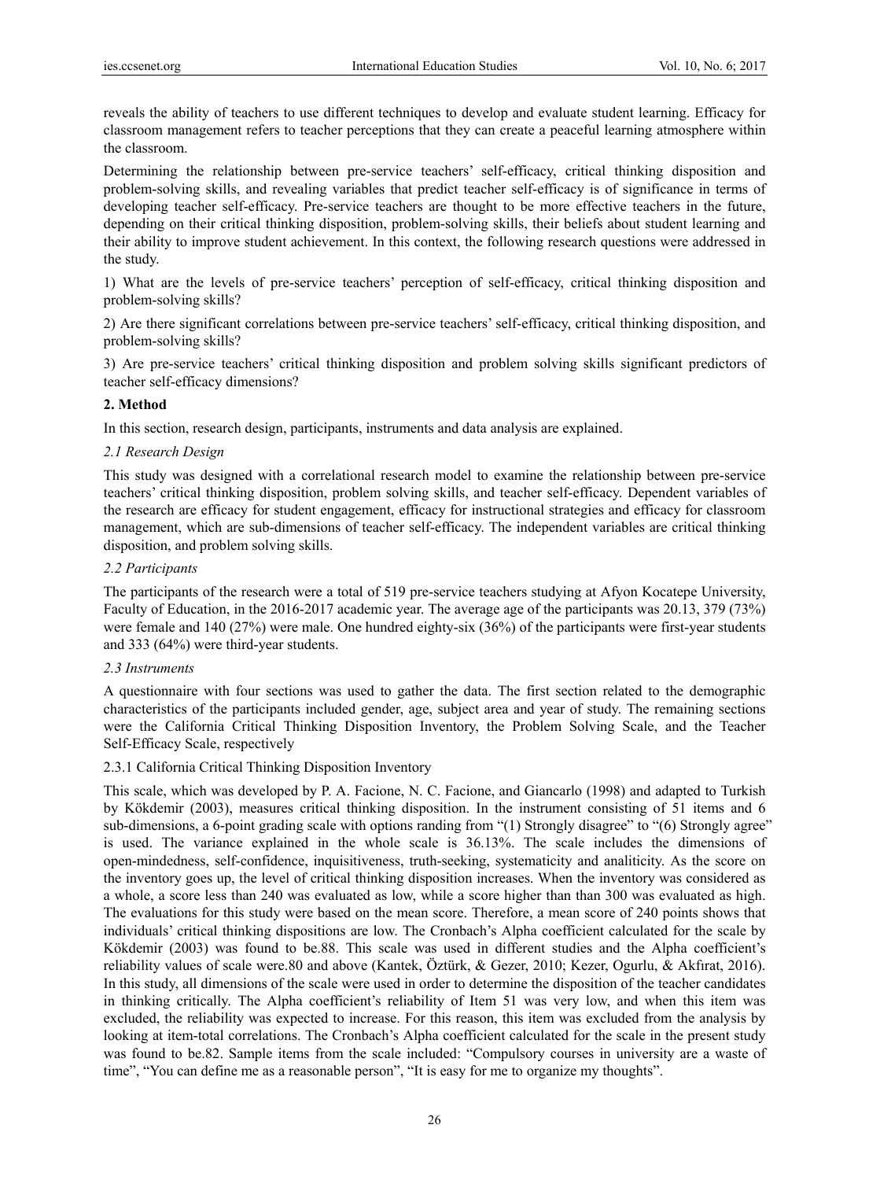reveals the ability of teachers to use different techniques to develop and evaluate student learning. Efficacy for classroom management refers to teacher perceptions that they can create a peaceful learning atmosphere within the classroom.

Determining the relationship between pre-service teachers' self-efficacy, critical thinking disposition and problem-solving skills, and revealing variables that predict teacher self-efficacy is of significance in terms of developing teacher self-efficacy. Pre-service teachers are thought to be more effective teachers in the future, depending on their critical thinking disposition, problem-solving skills, their beliefs about student learning and their ability to improve student achievement. In this context, the following research questions were addressed in the study.

1) What are the levels of pre-service teachers' perception of self-efficacy, critical thinking disposition and problem-solving skills?

2) Are there significant correlations between pre-service teachers' self-efficacy, critical thinking disposition, and problem-solving skills?

3) Are pre-service teachers' critical thinking disposition and problem solving skills significant predictors of teacher self-efficacy dimensions?

## 2. Method

In this section, research design, participants, instruments and data analysis are explained.

### *2.1 Research Design*

This study was designed with a correlational research model to examine the relationship between pre-service teachers' critical thinking disposition, problem solving skills, and teacher self-efficacy. Dependent variables of the research are efficacy for student engagement, efficacy for instructional strategies and efficacy for classroom management, which are sub-dimensions of teacher self-efficacy. The independent variables are critical thinking disposition, and problem solving skills.

### *2.2 Participants*

The participants of the research were a total of 519 pre-service teachers studying at Afyon Kocatepe University, Faculty of Education, in the 2016-2017 academic year. The average age of the participants was 20.13, 379 (73%) were female and 140 (27%) were male. One hundred eighty-six (36%) of the participants were first-year students and 333 (64%) were third-year students.

### *2.3 Instruments*

A questionnaire with four sections was used to gather the data. The first section related to the demographic characteristics of the participants included gender, age, subject area and year of study. The remaining sections were the California Critical Thinking Disposition Inventory, the Problem Solving Scale, and the Teacher Self-Efficacy Scale, respectively

#### 2.3.1 California Critical Thinking Disposition Inventory

This scale, which was developed by P. A. Facione, N. C. Facione, and Giancarlo (1998) and adapted to Turkish by Kökdemir (2003), measures critical thinking disposition. In the instrument consisting of 51 items and 6 sub-dimensions, a 6-point grading scale with options randing from "(1) Strongly disagree" to "(6) Strongly agree" is used. The variance explained in the whole scale is 36.13%. The scale includes the dimensions of open-mindedness, self-confidence, inquisitiveness, truth-seeking, systematicity and analiticity. As the score on the inventory goes up, the level of critical thinking disposition increases. When the inventory was considered as a whole, a score less than 240 was evaluated as low, while a score higher than than 300 was evaluated as high. The evaluations for this study were based on the mean score. Therefore, a mean score of 240 points shows that individuals' critical thinking dispositions are low. The Cronbach's Alpha coefficient calculated for the scale by Kökdemir (2003) was found to be.88. This scale was used in different studies and the Alpha coefficient's reliability values of scale were.80 and above (Kantek, Öztürk, & Gezer, 2010; Kezer, Ogurlu, & Akfırat, 2016). In this study, all dimensions of the scale were used in order to determine the disposition of the teacher candidates in thinking critically. The Alpha coefficient's reliability of Item 51 was very low, and when this item was excluded, the reliability was expected to increase. For this reason, this item was excluded from the analysis by looking at item-total correlations. The Cronbach's Alpha coefficient calculated for the scale in the present study was found to be.82. Sample items from the scale included: "Compulsory courses in university are a waste of time", "You can define me as a reasonable person", "It is easy for me to organize my thoughts".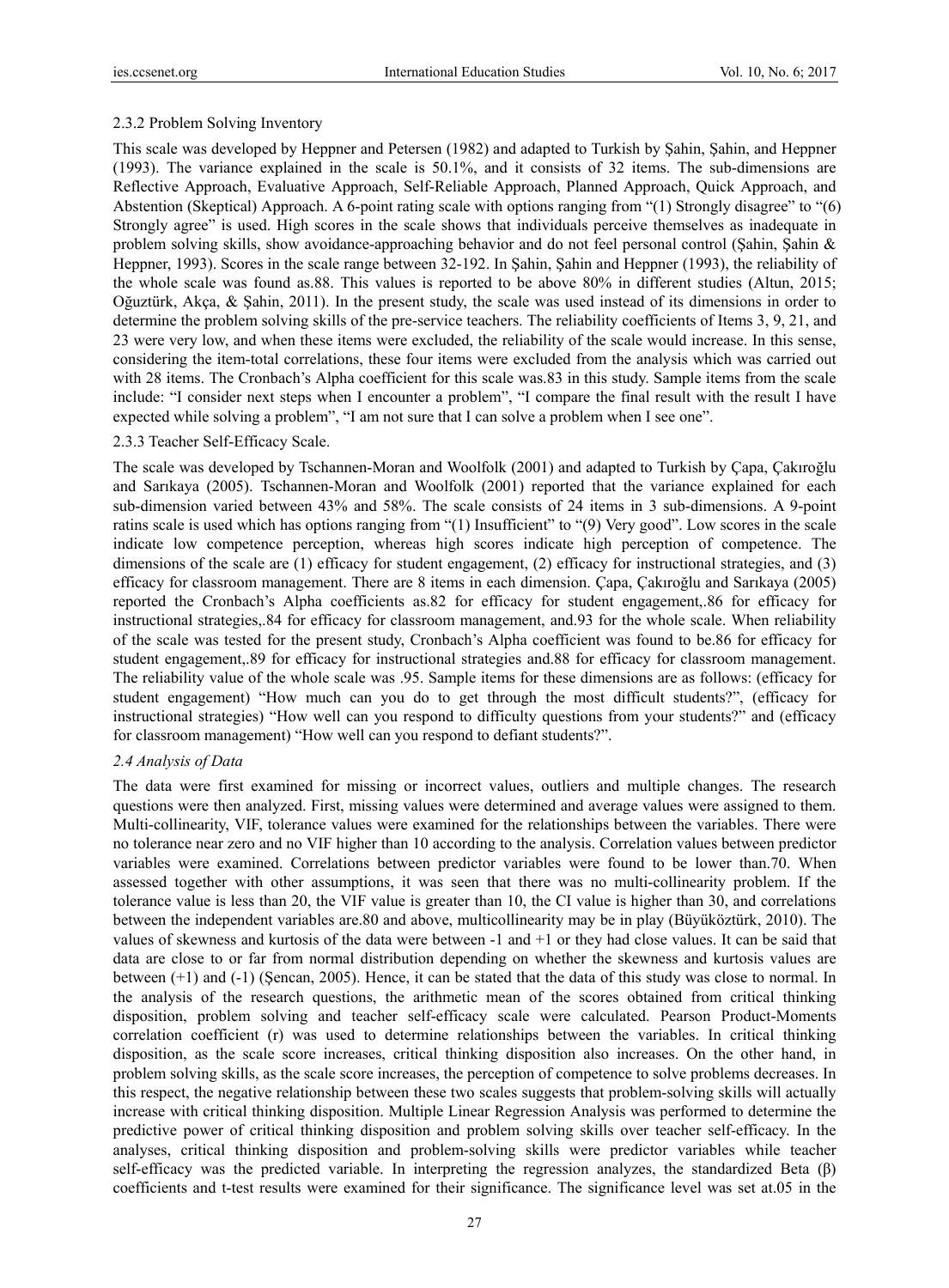#### 2.3.2 Problem Solving Inventory

This scale was developed by Heppner and Petersen (1982) and adapted to Turkish by Şahin, Şahin, and Heppner (1993). The variance explained in the scale is 50.1%, and it consists of 32 items. The sub-dimensions are Reflective Approach, Evaluative Approach, Self-Reliable Approach, Planned Approach, Quick Approach, and Abstention (Skeptical) Approach. A 6-point rating scale with options ranging from "(1) Strongly disagree" to "(6) Strongly agree" is used. High scores in the scale shows that individuals perceive themselves as inadequate in problem solving skills, show avoidance-approaching behavior and do not feel personal control (Şahin, Şahin & Heppner, 1993). Scores in the scale range between 32-192. In Şahin, Şahin and Heppner (1993), the reliability of the whole scale was found as.88. This values is reported to be above 80% in different studies (Altun, 2015; Oğuztürk, Akça, & Şahin, 2011). In the present study, the scale was used instead of its dimensions in order to determine the problem solving skills of the pre-service teachers. The reliability coefficients of Items 3, 9, 21, and 23 were very low, and when these items were excluded, the reliability of the scale would increase. In this sense, considering the item-total correlations, these four items were excluded from the analysis which was carried out with 28 items. The Cronbach's Alpha coefficient for this scale was.83 in this study. Sample items from the scale include: "I consider next steps when I encounter a problem", "I compare the final result with the result I have expected while solving a problem", "I am not sure that I can solve a problem when I see one".

#### 2.3.3 Teacher Self-Efficacy Scale.

The scale was developed by Tschannen-Moran and Woolfolk (2001) and adapted to Turkish by Çapa, Çakıroğlu and Sarıkaya (2005). Tschannen-Moran and Woolfolk (2001) reported that the variance explained for each sub-dimension varied between 43% and 58%. The scale consists of 24 items in 3 sub-dimensions. A 9-point ratins scale is used which has options ranging from "(1) Insufficient" to "(9) Very good". Low scores in the scale indicate low competence perception, whereas high scores indicate high perception of competence. The dimensions of the scale are (1) efficacy for student engagement, (2) efficacy for instructional strategies, and (3) efficacy for classroom management. There are 8 items in each dimension. Çapa, Çakıroğlu and Sarıkaya (2005) reported the Cronbach's Alpha coefficients as.82 for efficacy for student engagement,.86 for efficacy for instructional strategies,.84 for efficacy for classroom management, and.93 for the whole scale. When reliability of the scale was tested for the present study, Cronbach's Alpha coefficient was found to be.86 for efficacy for student engagement,.89 for efficacy for instructional strategies and.88 for efficacy for classroom management. The reliability value of the whole scale was .95. Sample items for these dimensions are as follows: (efficacy for student engagement) "How much can you do to get through the most difficult students?", (efficacy for instructional strategies) "How well can you respond to difficulty questions from your students?" and (efficacy for classroom management) "How well can you respond to defiant students?".

### *2.4 Analysis of Data*

The data were first examined for missing or incorrect values, outliers and multiple changes. The research questions were then analyzed. First, missing values were determined and average values were assigned to them. Multi-collinearity, VIF, tolerance values were examined for the relationships between the variables. There were no tolerance near zero and no VIF higher than 10 according to the analysis. Correlation values between predictor variables were examined. Correlations between predictor variables were found to be lower than.70. When assessed together with other assumptions, it was seen that there was no multi-collinearity problem. If the tolerance value is less than 20, the VIF value is greater than 10, the CI value is higher than 30, and correlations between the independent variables are.80 and above, multicollinearity may be in play (Büyüköztürk, 2010). The values of skewness and kurtosis of the data were between -1 and +1 or they had close values. It can be said that data are close to or far from normal distribution depending on whether the skewness and kurtosis values are between (+1) and (-1) (Şencan, 2005). Hence, it can be stated that the data of this study was close to normal. In the analysis of the research questions, the arithmetic mean of the scores obtained from critical thinking disposition, problem solving and teacher self-efficacy scale were calculated. Pearson Product-Moments correlation coefficient (r) was used to determine relationships between the variables. In critical thinking disposition, as the scale score increases, critical thinking disposition also increases. On the other hand, in problem solving skills, as the scale score increases, the perception of competence to solve problems decreases. In this respect, the negative relationship between these two scales suggests that problem-solving skills will actually increase with critical thinking disposition. Multiple Linear Regression Analysis was performed to determine the predictive power of critical thinking disposition and problem solving skills over teacher self-efficacy. In the analyses, critical thinking disposition and problem-solving skills were predictor variables while teacher self-efficacy was the predicted variable. In interpreting the regression analyzes, the standardized Beta (β) coefficients and t-test results were examined for their significance. The significance level was set at.05 in the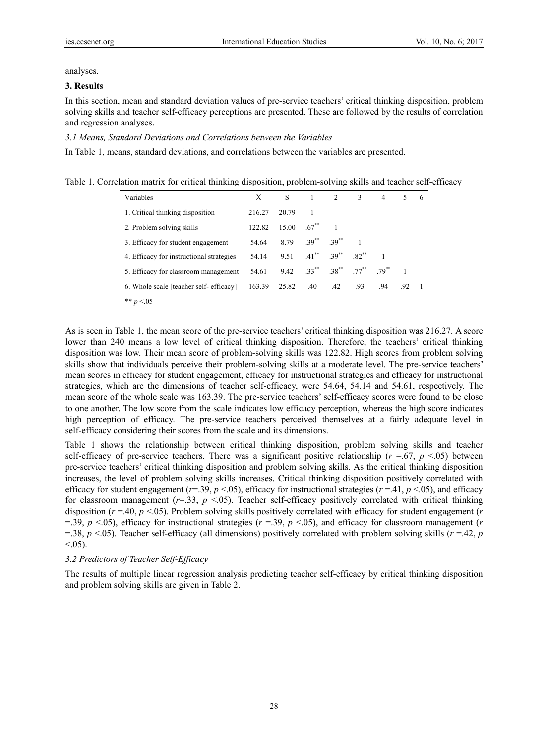analyses.

## 3. Results

In this section, mean and standard deviation values of pre-service teachers' critical thinking disposition, problem solving skills and teacher self-efficacy perceptions are presented. These are followed by the results of correlation and regression analyses.

### *3.1 Means, Standard Deviations and Correlations between the Variables*

In Table 1, means, standard deviations, and correlations between the variables are presented.

Table 1. Correlation matrix for critical thinking disposition, problem-solving skills and teacher self-efficacy

| Variables | $\overline{X}$ | S | 1 | 2 | 3 | 4 | 5 | 6 |
|---|---|---|---|---|---|---|---|---|
| 1. Critical thinking disposition | 216.27 | 20.79 | 1 | | | | | |
| 2. Problem solving skills | 122.82 | 15.00 | $.67^{**}$ | 1 | | | | |
| 3. Efficacy for student engagement | 54.64 | 8.79 | $.39^{**}$ | $.39^{**}$ | 1 | | | |
| 4. Efficacy for instructional strategies | 54.14 | 9.51 | $.41^{**}$ | $.39^{**}$ | $.82^{**}$ | 1 | | |
| 5. Efficacy for classroom management | 54.61 | 9.42 | $.33^{**}$ | $.38^{**}$ | $.77^{**}$ | $.79^{**}$ | 1 | |
| 6. Whole scale [teacher self- efficacy] | 163.39 | 25.82 | .40 | .42 | .93 | .94 | .92 | 1 |

** $p < .05$

As is seen in Table 1, the mean score of the pre-service teachers' critical thinking disposition was 216.27. A score lower than 240 means a low level of critical thinking disposition. Therefore, the teachers' critical thinking disposition was low. Their mean score of problem-solving skills was 122.82. High scores from problem solving skills show that individuals perceive their problem-solving skills at a moderate level. The pre-service teachers' mean scores in efficacy for student engagement, efficacy for instructional strategies and efficacy for instructional strategies, which are the dimensions of teacher self-efficacy, were 54.64, 54.14 and 54.61, respectively. The mean score of the whole scale was 163.39. The pre-service teachers' self-efficacy scores were found to be close to one another. The low score from the scale indicates low efficacy perception, whereas the high score indicates high perception of efficacy. The pre-service teachers perceived themselves at a fairly adequate level in self-efficacy considering their scores from the scale and its dimensions.

Table 1 shows the relationship between critical thinking disposition, problem solving skills and teacher self-efficacy of pre-service teachers. There was a significant positive relationship ($r = .67$, $p < .05$) between pre-service teachers' critical thinking disposition and problem solving skills. As the critical thinking disposition increases, the level of problem solving skills increases. Critical thinking disposition positively correlated with efficacy for student engagement ($r = .39$, $p < .05$), efficacy for instructional strategies ($r = .41$, $p < .05$), and efficacy for classroom management ($r = .33$, $p < .05$). Teacher self-efficacy positively correlated with critical thinking disposition ($r = .40$, $p < .05$). Problem solving skills positively correlated with efficacy for student engagement ($r = .39$, $p < .05$), efficacy for instructional strategies ($r = .39$, $p < .05$), and efficacy for classroom management ($r = .38$, $p < .05$). Teacher self-efficacy (all dimensions) positively correlated with problem solving skills ($r = .42$, $p < .05$).

### *3.2 Predictors of Teacher Self-Efficacy*

The results of multiple linear regression analysis predicting teacher self-efficacy by critical thinking disposition and problem solving skills are given in Table 2.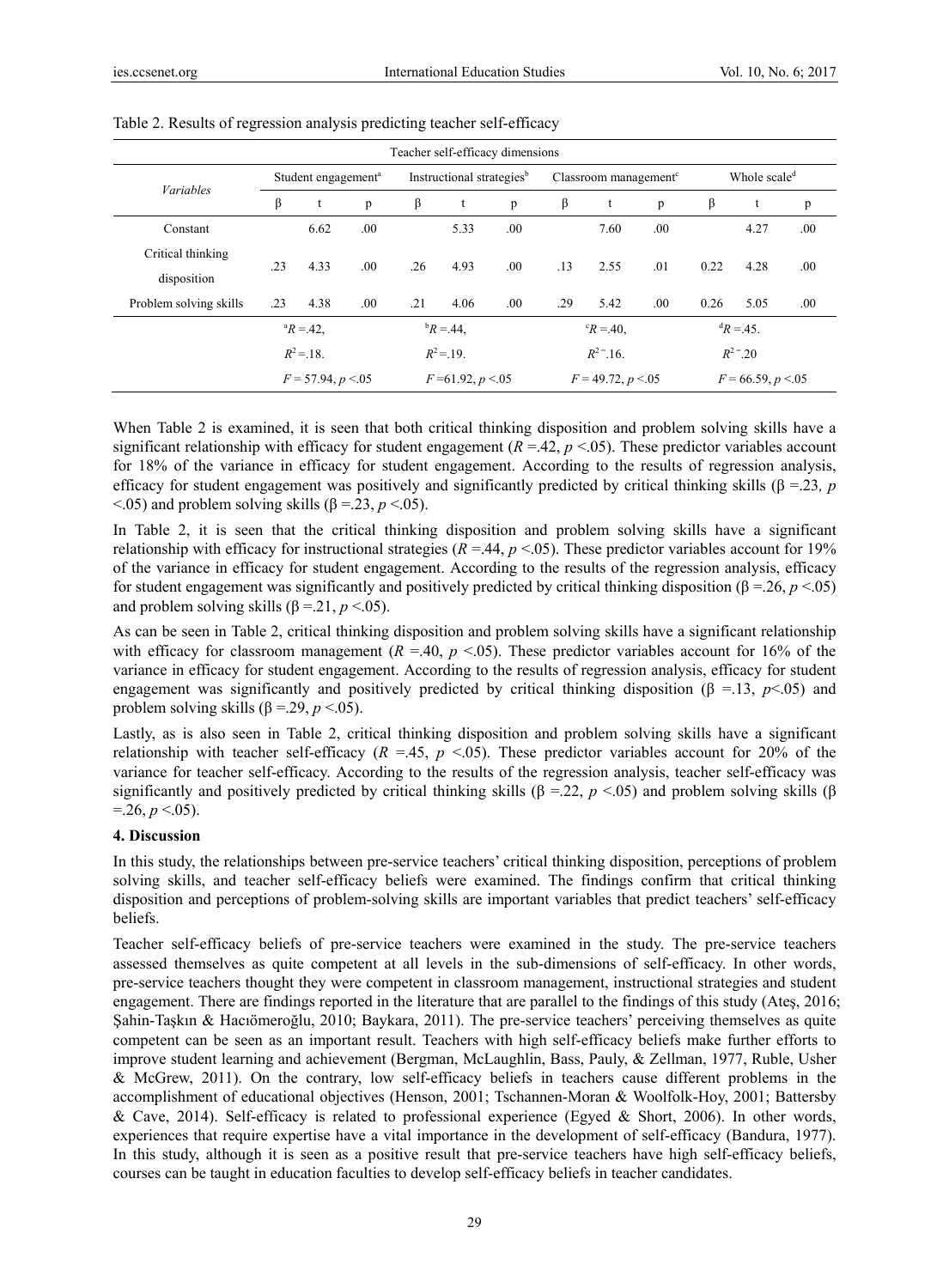Table 2. Results of regression analysis predicting teacher self-efficacy

| Variables | Teacher self-efficacy dimensions | | | | | | | | | | | |
|---|---|---|---|---|---|---|---|---|---|---|---|---|
| | Student engagement[a] | | | Instructional strategies[b] | | | Classroom management[c] | | | Whole scale[d] | | |
| | β | t | p | β | t | p | β | t | p | β | t | p |
| Constant | | 6.62 | .00 | | 5.33 | .00 | | 7.60 | .00 | | 4.27 | .00 |
| Critical thinking disposition | .23 | 4.33 | .00 | .26 | 4.93 | .00 | .13 | 2.55 | .01 | 0.22 | 4.28 | .00 |
| Problem solving skills | .23 | 4.38 | .00 | .21 | 4.06 | .00 | .29 | 5.42 | .00 | 0.26 | 5.05 | .00 |
| | [a]$R$ =.42, $R^2$ =.18. $F$ = 57.94, $p$ <.05 | | | [b]$R$ =.44, $R^2$ =.19. $F$ =61.92, $p$ <.05 | | | [c]$R$ =.40, $R^2$ =.16. $F$ = 49.72, $p$ <.05 | | | [d]$R$ =.45. $R^2$ =.20 $F$ = 66.59, $p$ <.05 | | |

When Table 2 is examined, it is seen that both critical thinking disposition and problem solving skills have a significant relationship with efficacy for student engagement ($R$ =.42, $p$ <.05). These predictor variables account for 18% of the variance in efficacy for student engagement. According to the results of regression analysis, efficacy for student engagement was positively and significantly predicted by critical thinking skills (β =.23*,* $p$ <.05) and problem solving skills (β =.23, $p$ <.05).

In Table 2, it is seen that the critical thinking disposition and problem solving skills have a significant relationship with efficacy for instructional strategies ($R$ =.44, $p$ <.05). These predictor variables account for 19% of the variance in efficacy for student engagement. According to the results of the regression analysis, efficacy for student engagement was significantly and positively predicted by critical thinking disposition (β =.26, $p$ <.05) and problem solving skills (β =.21, $p$ <.05).

As can be seen in Table 2, critical thinking disposition and problem solving skills have a significant relationship with efficacy for classroom management ($R$ =.40, $p$ <.05). These predictor variables account for 16% of the variance in efficacy for student engagement. According to the results of regression analysis, efficacy for student engagement was significantly and positively predicted by critical thinking disposition (β =.13, $p$<.05) and problem solving skills (β =.29, $p$ <.05).

Lastly, as is also seen in Table 2, critical thinking disposition and problem solving skills have a significant relationship with teacher self-efficacy ($R$ =.45, $p$ <.05). These predictor variables account for 20% of the variance for teacher self-efficacy. According to the results of the regression analysis, teacher self-efficacy was significantly and positively predicted by critical thinking skills (β =.22, $p$ <.05) and problem solving skills (β =.26, $p$ <.05).

## 4. Discussion

In this study, the relationships between pre-service teachers' critical thinking disposition, perceptions of problem solving skills, and teacher self-efficacy beliefs were examined. The findings confirm that critical thinking disposition and perceptions of problem-solving skills are important variables that predict teachers' self-efficacy beliefs.

Teacher self-efficacy beliefs of pre-service teachers were examined in the study. The pre-service teachers assessed themselves as quite competent at all levels in the sub-dimensions of self-efficacy. In other words, pre-service teachers thought they were competent in classroom management, instructional strategies and student engagement. There are findings reported in the literature that are parallel to the findings of this study (Ateş, 2016; Şahin-Taşkın & Hacıömeroğlu, 2010; Baykara, 2011). The pre-service teachers' perceiving themselves as quite competent can be seen as an important result. Teachers with high self-efficacy beliefs make further efforts to improve student learning and achievement (Bergman, McLaughlin, Bass, Pauly, & Zellman, 1977, Ruble, Usher & McGrew, 2011). On the contrary, low self-efficacy beliefs in teachers cause different problems in the accomplishment of educational objectives (Henson, 2001; Tschannen-Moran & Woolfolk-Hoy, 2001; Battersby & Cave, 2014). Self-efficacy is related to professional experience (Egyed & Short, 2006). In other words, experiences that require expertise have a vital importance in the development of self-efficacy (Bandura, 1977). In this study, although it is seen as a positive result that pre-service teachers have high self-efficacy beliefs, courses can be taught in education faculties to develop self-efficacy beliefs in teacher candidates.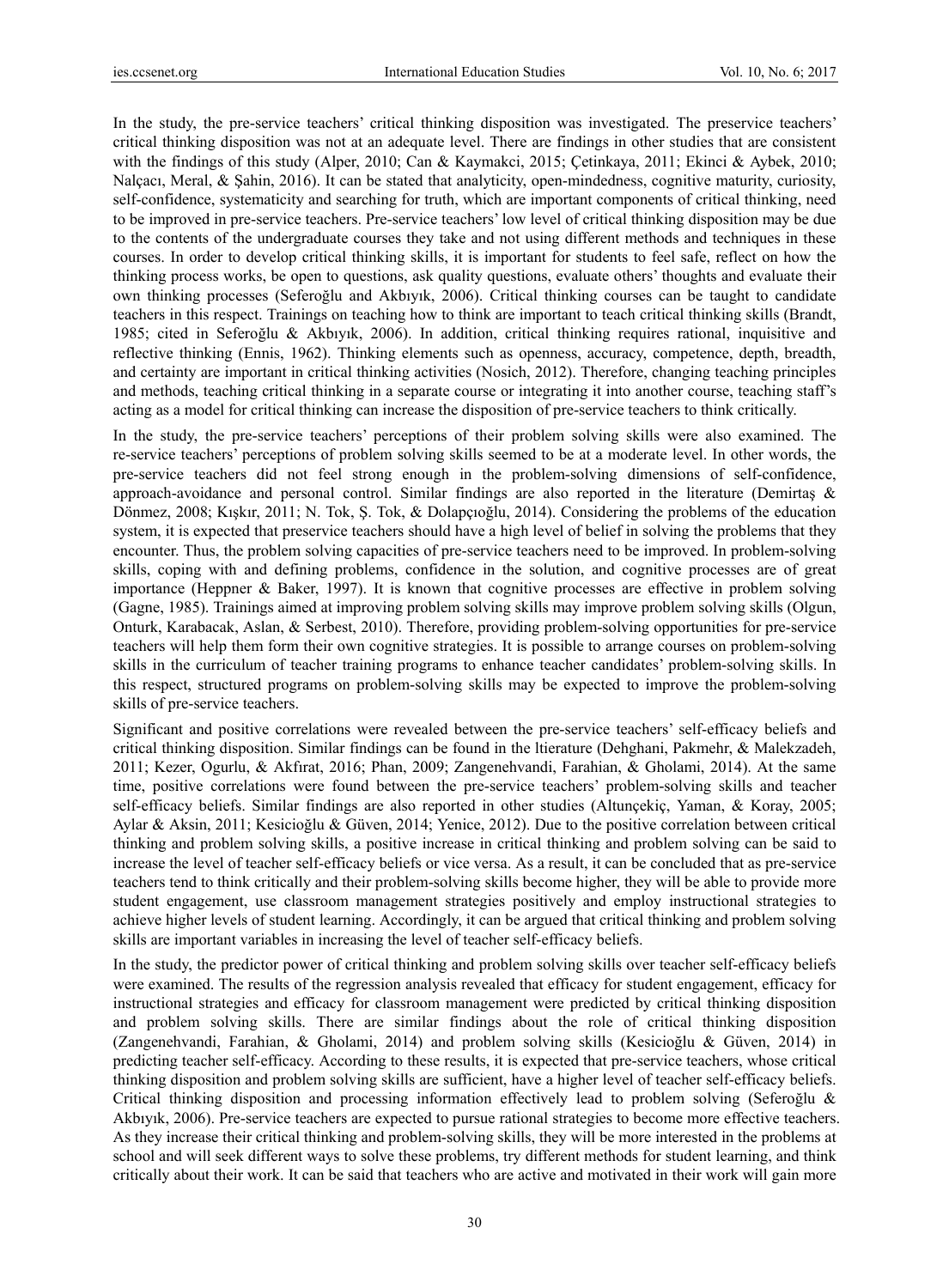In the study, the pre-service teachers' critical thinking disposition was investigated. The preservice teachers' critical thinking disposition was not at an adequate level. There are findings in other studies that are consistent with the findings of this study (Alper, 2010; Can & Kaymakci, 2015; Çetinkaya, 2011; Ekinci & Aybek, 2010; Nalçacı, Meral, & Şahin, 2016). It can be stated that analyticity, open-mindedness, cognitive maturity, curiosity, self-confidence, systematicity and searching for truth, which are important components of critical thinking, need to be improved in pre-service teachers. Pre-service teachers' low level of critical thinking disposition may be due to the contents of the undergraduate courses they take and not using different methods and techniques in these courses. In order to develop critical thinking skills, it is important for students to feel safe, reflect on how the thinking process works, be open to questions, ask quality questions, evaluate others' thoughts and evaluate their own thinking processes (Seferoğlu and Akbıyık, 2006). Critical thinking courses can be taught to candidate teachers in this respect. Trainings on teaching how to think are important to teach critical thinking skills (Brandt, 1985; cited in Seferoğlu & Akbıyık, 2006). In addition, critical thinking requires rational, inquisitive and reflective thinking (Ennis, 1962). Thinking elements such as openness, accuracy, competence, depth, breadth, and certainty are important in critical thinking activities (Nosich, 2012). Therefore, changing teaching principles and methods, teaching critical thinking in a separate course or integrating it into another course, teaching staff's acting as a model for critical thinking can increase the disposition of pre-service teachers to think critically.

In the study, the pre-service teachers' perceptions of their problem solving skills were also examined. The re-service teachers' perceptions of problem solving skills seemed to be at a moderate level. In other words, the pre-service teachers did not feel strong enough in the problem-solving dimensions of self-confidence, approach-avoidance and personal control. Similar findings are also reported in the literature (Demirtaş & Dönmez, 2008; Kışkır, 2011; N. Tok, Ş. Tok, & Dolapçıoğlu, 2014). Considering the problems of the education system, it is expected that preservice teachers should have a high level of belief in solving the problems that they encounter. Thus, the problem solving capacities of pre-service teachers need to be improved. In problem-solving skills, coping with and defining problems, confidence in the solution, and cognitive processes are of great importance (Heppner & Baker, 1997). It is known that cognitive processes are effective in problem solving (Gagne, 1985). Trainings aimed at improving problem solving skills may improve problem solving skills (Olgun, Onturk, Karabacak, Aslan, & Serbest, 2010). Therefore, providing problem-solving opportunities for pre-service teachers will help them form their own cognitive strategies. It is possible to arrange courses on problem-solving skills in the curriculum of teacher training programs to enhance teacher candidates' problem-solving skills. In this respect, structured programs on problem-solving skills may be expected to improve the problem-solving skills of pre-service teachers.

Significant and positive correlations were revealed between the pre-service teachers' self-efficacy beliefs and critical thinking disposition. Similar findings can be found in the ltierature (Dehghani, Pakmehr, & Malekzadeh, 2011; Kezer, Ogurlu, & Akfırat, 2016; Phan, 2009; Zangenehvandi, Farahian, & Gholami, 2014). At the same time, positive correlations were found between the pre-service teachers' problem-solving skills and teacher self-efficacy beliefs. Similar findings are also reported in other studies (Altunçekiç, Yaman, & Koray, 2005; Aylar & Aksin, 2011; Kesicioğlu & Güven, 2014; Yenice, 2012). Due to the positive correlation between critical thinking and problem solving skills, a positive increase in critical thinking and problem solving can be said to increase the level of teacher self-efficacy beliefs or vice versa. As a result, it can be concluded that as pre-service teachers tend to think critically and their problem-solving skills become higher, they will be able to provide more student engagement, use classroom management strategies positively and employ instructional strategies to achieve higher levels of student learning. Accordingly, it can be argued that critical thinking and problem solving skills are important variables in increasing the level of teacher self-efficacy beliefs.

In the study, the predictor power of critical thinking and problem solving skills over teacher self-efficacy beliefs were examined. The results of the regression analysis revealed that efficacy for student engagement, efficacy for instructional strategies and efficacy for classroom management were predicted by critical thinking disposition and problem solving skills. There are similar findings about the role of critical thinking disposition (Zangenehvandi, Farahian, & Gholami, 2014) and problem solving skills (Kesicioğlu & Güven, 2014) in predicting teacher self-efficacy. According to these results, it is expected that pre-service teachers, whose critical thinking disposition and problem solving skills are sufficient, have a higher level of teacher self-efficacy beliefs. Critical thinking disposition and processing information effectively lead to problem solving (Seferoğlu & Akbıyık, 2006). Pre-service teachers are expected to pursue rational strategies to become more effective teachers. As they increase their critical thinking and problem-solving skills, they will be more interested in the problems at school and will seek different ways to solve these problems, try different methods for student learning, and think critically about their work. It can be said that teachers who are active and motivated in their work will gain more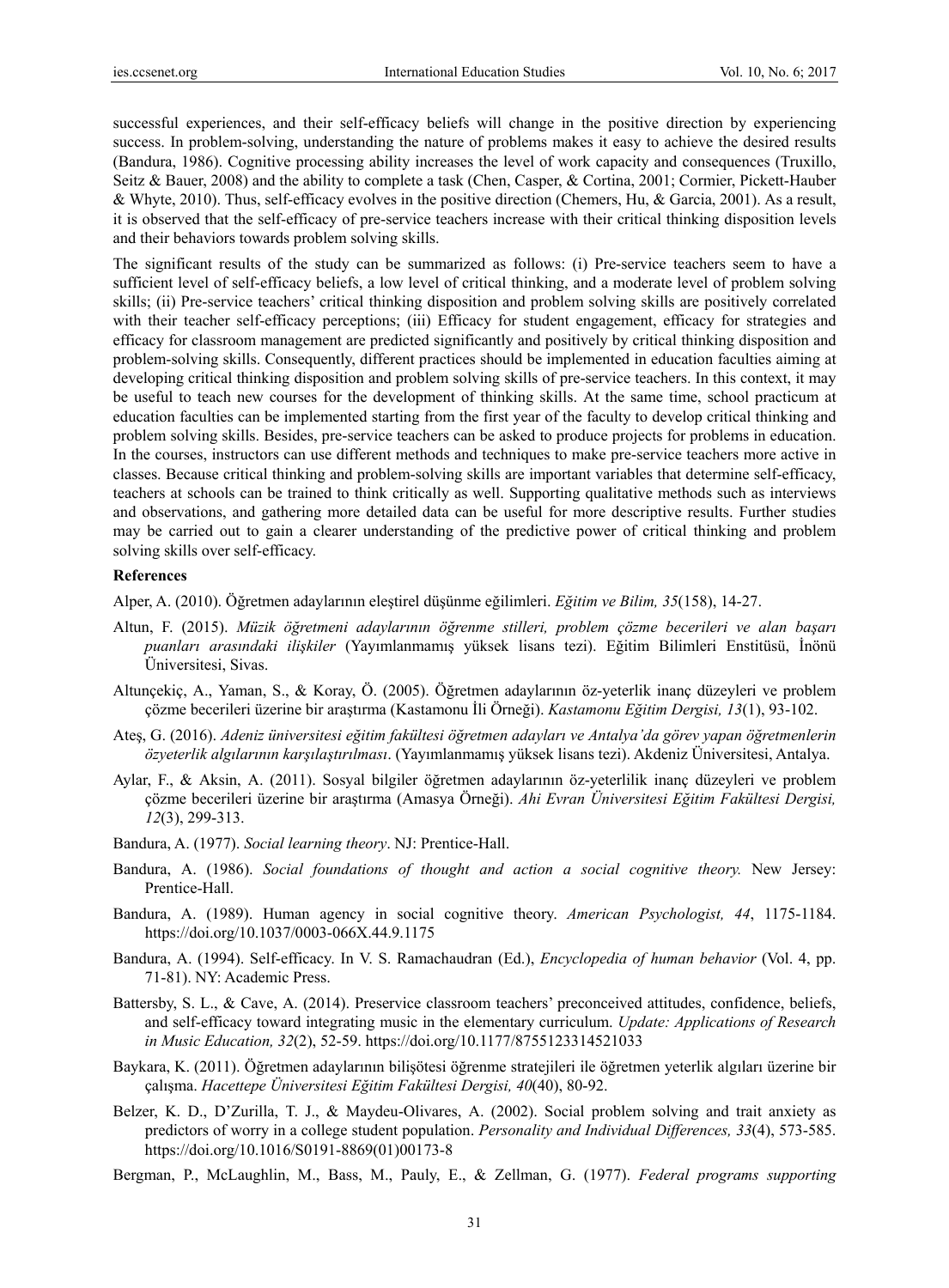successful experiences, and their self-efficacy beliefs will change in the positive direction by experiencing success. In problem-solving, understanding the nature of problems makes it easy to achieve the desired results (Bandura, 1986). Cognitive processing ability increases the level of work capacity and consequences (Truxillo, Seitz & Bauer, 2008) and the ability to complete a task (Chen, Casper, & Cortina, 2001; Cormier, Pickett-Hauber & Whyte, 2010). Thus, self-efficacy evolves in the positive direction (Chemers, Hu, & Garcia, 2001). As a result, it is observed that the self-efficacy of pre-service teachers increase with their critical thinking disposition levels and their behaviors towards problem solving skills.

The significant results of the study can be summarized as follows: (i) Pre-service teachers seem to have a sufficient level of self-efficacy beliefs, a low level of critical thinking, and a moderate level of problem solving skills; (ii) Pre-service teachers' critical thinking disposition and problem solving skills are positively correlated with their teacher self-efficacy perceptions; (iii) Efficacy for student engagement, efficacy for strategies and efficacy for classroom management are predicted significantly and positively by critical thinking disposition and problem-solving skills. Consequently, different practices should be implemented in education faculties aiming at developing critical thinking disposition and problem solving skills of pre-service teachers. In this context, it may be useful to teach new courses for the development of thinking skills. At the same time, school practicum at education faculties can be implemented starting from the first year of the faculty to develop critical thinking and problem solving skills. Besides, pre-service teachers can be asked to produce projects for problems in education. In the courses, instructors can use different methods and techniques to make pre-service teachers more active in classes. Because critical thinking and problem-solving skills are important variables that determine self-efficacy, teachers at schools can be trained to think critically as well. Supporting qualitative methods such as interviews and observations, and gathering more detailed data can be useful for more descriptive results. Further studies may be carried out to gain a clearer understanding of the predictive power of critical thinking and problem solving skills over self-efficacy.

## References

Alper, A. (2010). Öğretmen adaylarının eleştirel düşünme eğilimleri. *Eğitim ve Bilim, 35*(158), 14-27.

Altun, F. (2015). *Müzik öğretmeni adaylarının öğrenme stilleri, problem çözme becerileri ve alan başarı puanları arasındaki ilişkiler* (Yayımlanmamış yüksek lisans tezi). Eğitim Bilimleri Enstitüsü, İnönü Üniversitesi, Sivas.

Altunçekiç, A., Yaman, S., & Koray, Ö. (2005). Öğretmen adaylarının öz-yeterlik inanç düzeyleri ve problem çözme becerileri üzerine bir araştırma (Kastamonu İli Örneği). *Kastamonu Eğitim Dergisi, 13*(1), 93-102.

Ateş, G. (2016). *Adeniz üniversitesi eğitim fakültesi öğretmen adayları ve Antalya'da görev yapan öğretmenlerin özyeterlik algılarının karşılaştırılması*. (Yayımlanmamış yüksek lisans tezi). Akdeniz Üniversitesi, Antalya.

Aylar, F., & Aksin, A. (2011). Sosyal bilgiler öğretmen adaylarının öz-yeterlilik inanç düzeyleri ve problem çözme becerileri üzerine bir araştırma (Amasya Örneği). *Ahi Evran Üniversitesi Eğitim Fakültesi Dergisi, 12*(3), 299-313.

Bandura, A. (1977). *Social learning theory*. NJ: Prentice-Hall.

Bandura, A. (1986). *Social foundations of thought and action a social cognitive theory.* New Jersey: Prentice-Hall.

Bandura, A. (1989). Human agency in social cognitive theory. *American Psychologist, 44*, 1175-1184. https://doi.org/10.1037/0003-066X.44.9.1175

Bandura, A. (1994). Self-efficacy. In V. S. Ramachaudran (Ed.), *Encyclopedia of human behavior* (Vol. 4, pp. 71-81). NY: Academic Press.

Battersby, S. L., & Cave, A. (2014). Preservice classroom teachers' preconceived attitudes, confidence, beliefs, and self-efficacy toward integrating music in the elementary curriculum. *Update: Applications of Research in Music Education, 32*(2), 52-59. https://doi.org/10.1177/8755123314521033

Baykara, K. (2011). Öğretmen adaylarının bilişötesi öğrenme stratejileri ile öğretmen yeterlik algıları üzerine bir çalışma. *Hacettepe Üniversitesi Eğitim Fakültesi Dergisi, 40*(40), 80-92.

Belzer, K. D., D'Zurilla, T. J., & Maydeu-Olivares, A. (2002). Social problem solving and trait anxiety as predictors of worry in a college student population. *Personality and Individual Differences, 33*(4), 573-585. https://doi.org/10.1016/S0191-8869(01)00173-8

Bergman, P., McLaughlin, M., Bass, M., Pauly, E., & Zellman, G. (1977). *Federal programs supporting*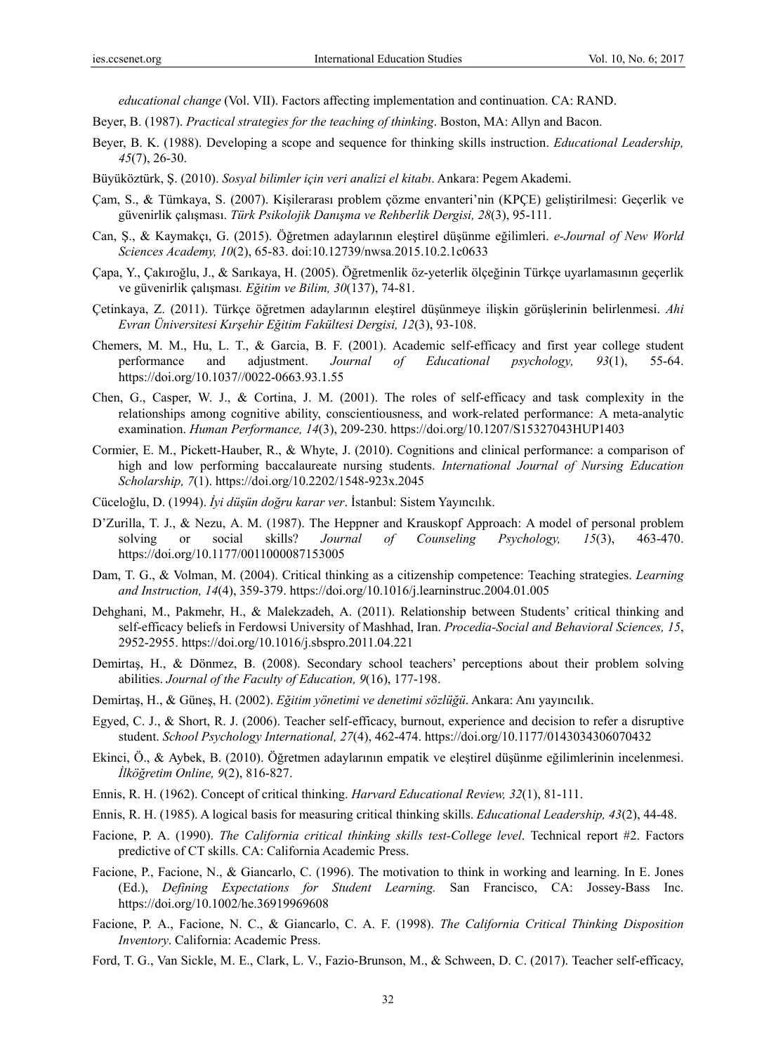*educational change* (Vol. VII). Factors affecting implementation and continuation. CA: RAND.

Beyer, B. (1987). *Practical strategies for the teaching of thinking*. Boston, MA: Allyn and Bacon.

Beyer, B. K. (1988). Developing a scope and sequence for thinking skills instruction. *Educational Leadership, 45*(7), 26-30.

Büyüköztürk, Ş. (2010). *Sosyal bilimler için veri analizi el kitabı*. Ankara: Pegem Akademi.

Çam, S., & Tümkaya, S. (2007). Kişilerarası problem çözme envanteri'nin (KPÇE) geliştirilmesi: Geçerlik ve güvenirlik çalışması. *Türk Psikolojik Danışma ve Rehberlik Dergisi, 28*(3), 95-111.

Can, Ş., & Kaymakçı, G. (2015). Öğretmen adaylarının eleştirel düşünme eğilimleri. *e-Journal of New World Sciences Academy, 10*(2), 65-83. doi:10.12739/nwsa.2015.10.2.1c0633

Çapa, Y., Çakıroğlu, J., & Sarıkaya, H. (2005). Öğretmenlik öz-yeterlik ölçeğinin Türkçe uyarlamasının geçerlik ve güvenirlik çalışması. *Eğitim ve Bilim, 30*(137), 74-81.

Çetinkaya, Z. (2011). Türkçe öğretmen adaylarının eleştirel düşünmeye ilişkin görüşlerinin belirlenmesi. *Ahi Evran Üniversitesi Kırşehir Eğitim Fakültesi Dergisi, 12*(3), 93-108.

Chemers, M. M., Hu, L. T., & Garcia, B. F. (2001). Academic self-efficacy and first year college student performance and adjustment. *Journal of Educational psychology, 93*(1), 55-64. https://doi.org/10.1037//0022-0663.93.1.55

Chen, G., Casper, W. J., & Cortina, J. M. (2001). The roles of self-efficacy and task complexity in the relationships among cognitive ability, conscientiousness, and work-related performance: A meta-analytic examination. *Human Performance, 14*(3), 209-230. https://doi.org/10.1207/S15327043HUP1403

Cormier, E. M., Pickett-Hauber, R., & Whyte, J. (2010). Cognitions and clinical performance: a comparison of high and low performing baccalaureate nursing students. *International Journal of Nursing Education Scholarship, 7*(1). https://doi.org/10.2202/1548-923x.2045

Cüceloğlu, D. (1994). *İyi düşün doğru karar ver*. İstanbul: Sistem Yayıncılık.

D'Zurilla, T. J., & Nezu, A. M. (1987). The Heppner and Krauskopf Approach: A model of personal problem solving or social skills? *Journal of Counseling Psychology, 15*(3), 463-470. https://doi.org/10.1177/0011000087153005

Dam, T. G., & Volman, M. (2004). Critical thinking as a citizenship competence: Teaching strategies. *Learning and Instruction, 14*(4), 359-379. https://doi.org/10.1016/j.learninstruc.2004.01.005

Dehghani, M., Pakmehr, H., & Malekzadeh, A. (2011). Relationship between Students' critical thinking and self-efficacy beliefs in Ferdowsi University of Mashhad, Iran. *Procedia-Social and Behavioral Sciences, 15*, 2952-2955. https://doi.org/10.1016/j.sbspro.2011.04.221

Demirtaş, H., & Dönmez, B. (2008). Secondary school teachers' perceptions about their problem solving abilities. *Journal of the Faculty of Education, 9*(16), 177-198.

Demirtaş, H., & Güneş, H. (2002). *Eğitim yönetimi ve denetimi sözlüğü*. Ankara: Anı yayıncılık.

Egyed, C. J., & Short, R. J. (2006). Teacher self-efficacy, burnout, experience and decision to refer a disruptive student. *School Psychology International, 27*(4), 462-474. https://doi.org/10.1177/0143034306070432

Ekinci, Ö., & Aybek, B. (2010). Öğretmen adaylarının empatik ve eleştirel düşünme eğilimlerinin incelenmesi. *İlköğretim Online, 9*(2), 816-827.

Ennis, R. H. (1962). Concept of critical thinking. *Harvard Educational Review, 32*(1), 81-111.

Ennis, R. H. (1985). A logical basis for measuring critical thinking skills. *Educational Leadership, 43*(2), 44-48.

Facione, P. A. (1990). *The California critical thinking skills test-College level*. Technical report #2. Factors predictive of CT skills. CA: California Academic Press.

Facione, P., Facione, N., & Giancarlo, C. (1996). The motivation to think in working and learning. In E. Jones (Ed.), *Defining Expectations for Student Learning.* San Francisco, CA: Jossey-Bass Inc. https://doi.org/10.1002/he.36919969608

Facione, P. A., Facione, N. C., & Giancarlo, C. A. F. (1998). *The California Critical Thinking Disposition Inventory*. California: Academic Press.

Ford, T. G., Van Sickle, M. E., Clark, L. V., Fazio-Brunson, M., & Schween, D. C. (2017). Teacher self-efficacy,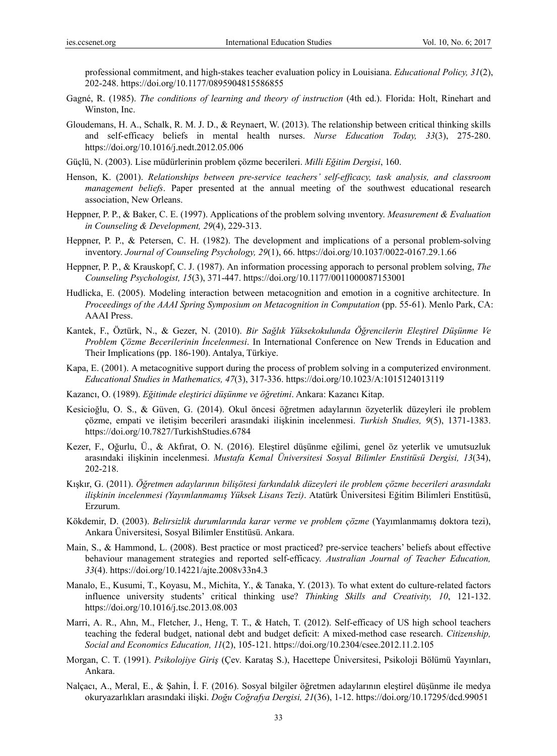professional commitment, and high-stakes teacher evaluation policy in Louisiana. *Educational Policy, 31*(2), 202-248. https://doi.org/10.1177/0895904815586855

Gagné, R. (1985). *The conditions of learning and theory of instruction* (4th ed.). Florida: Holt, Rinehart and Winston, Inc.

Gloudemans, H. A., Schalk, R. M. J. D., & Reynaert, W. (2013). The relationship between critical thinking skills and self-efficacy beliefs in mental health nurses. *Nurse Education Today, 33*(3), 275-280. https://doi.org/10.1016/j.nedt.2012.05.006

Güçlü, N. (2003). Lise müdürlerinin problem çözme becerileri. *Milli Eğitim Dergisi*, 160.

Henson, K. (2001). *Relationships between pre-service teachers' self-efficacy, task analysis, and classroom management beliefs*. Paper presented at the annual meeting of the southwest educational research association, New Orleans.

Heppner, P. P., & Baker, C. E. (1997). Applications of the problem solving ınventory. *Measurement & Evaluation in Counseling & Development, 29*(4), 229-313.

Heppner, P. P., & Petersen, C. H. (1982). The development and implications of a personal problem-solving inventory. *Journal of Counseling Psychology, 29*(1), 66. https://doi.org/10.1037/0022-0167.29.1.66

Heppner, P. P., & Krauskopf, C. J. (1987). An information processing apporach to personal problem solving, *The Counseling Psychologist, 15*(3), 371-447. https://doi.org/10.1177/0011000087153001

Hudlicka, E. (2005). Modeling interaction between metacognition and emotion in a cognitive architecture. In *Proceedings of the AAAI Spring Symposium on Metacognition in Computation* (pp. 55-61). Menlo Park, CA: AAAI Press.

Kantek, F., Öztürk, N., & Gezer, N. (2010). *Bir Sağlık Yüksekokulunda Öğrencilerin Eleştirel Düşünme Ve Problem Çözme Becerilerinin İncelenmesi*. In International Conference on New Trends in Education and Their Implications (pp. 186-190). Antalya, Türkiye.

Kapa, E. (2001). A metacognitive support during the process of problem solving in a computerized environment. *Educational Studies in Mathematics, 47*(3), 317-336. https://doi.org/10.1023/A:1015124013119

Kazancı, O. (1989). *Eğitimde eleştirici düşünme ve öğretimi*. Ankara: Kazancı Kitap.

Kesicioğlu, O. S., & Güven, G. (2014). Okul öncesi öğretmen adaylarının özyeterlik düzeyleri ile problem çözme, empati ve iletişim becerileri arasındaki ilişkinin incelenmesi. *Turkish Studies, 9*(5), 1371-1383. https://doi.org/10.7827/TurkishStudies.6784

Kezer, F., Oğurlu, Ü., & Akfırat, O. N. (2016). Eleştirel düşünme eğilimi, genel öz yeterlik ve umutsuzluk arasındaki ilişkinin incelenmesi. *Mustafa Kemal Üniversitesi Sosyal Bilimler Enstitüsü Dergisi, 13*(34), 202-218.

Kışkır, G. (2011). *Öğretmen adaylarının bilişötesi farkındalık düzeyleri ile problem çözme becerileri arasındakı ilişkinin incelenmesi (Yayımlanmamış Yüksek Lisans Tezi)*. Atatürk Üniversitesi Eğitim Bilimleri Enstitüsü, Erzurum.

Kökdemir, D. (2003). *Belirsizlik durumlarında karar verme ve problem çözme* (Yayımlanmamış doktora tezi), Ankara Üniversitesi, Sosyal Bilimler Enstitüsü. Ankara.

Main, S., & Hammond, L. (2008). Best practice or most practiced? pre-service teachers' beliefs about effective behaviour management strategies and reported self-efficacy. *Australian Journal of Teacher Education, 33*(4). https://doi.org/10.14221/ajte.2008v33n4.3

Manalo, E., Kusumi, T., Koyasu, M., Michita, Y., & Tanaka, Y. (2013). To what extent do culture-related factors influence university students' critical thinking use? *Thinking Skills and Creativity, 10*, 121-132. https://doi.org/10.1016/j.tsc.2013.08.003

Marri, A. R., Ahn, M., Fletcher, J., Heng, T. T., & Hatch, T. (2012). Self-efficacy of US high school teachers teaching the federal budget, national debt and budget deficit: A mixed-method case research. *Citizenship, Social and Economics Education, 11*(2), 105-121. https://doi.org/10.2304/csee.2012.11.2.105

Morgan, C. T. (1991). *Psikolojiye Giriş* (Çev. Karataş S.), Hacettepe Üniversitesi, Psikoloji Bölümü Yayınları, Ankara.

Nalçacı, A., Meral, E., & Şahin, İ. F. (2016). Sosyal bilgiler öğretmen adaylarının eleştirel düşünme ile medya okuryazarlıkları arasındaki ilişki. *Doğu Coğrafya Dergisi, 21*(36), 1-12. https://doi.org/10.17295/dcd.99051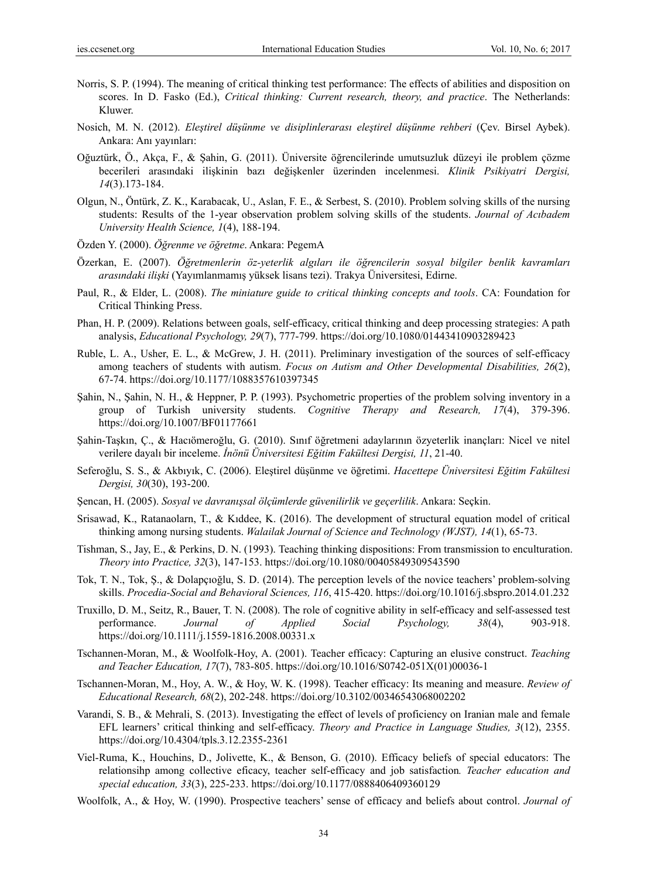Norris, S. P. (1994). The meaning of critical thinking test performance: The effects of abilities and disposition on scores. In D. Fasko (Ed.), *Critical thinking: Current research, theory, and practice*. The Netherlands: Kluwer.

Nosich, M. N. (2012). *Eleştirel düşünme ve disiplinlerarası eleştirel düşünme rehberi* (Çev. Birsel Aybek). Ankara: Anı yayınları:

Oğuztürk, Ö., Akça, F., & Şahin, G. (2011). Üniversite öğrencilerinde umutsuzluk düzeyi ile problem çözme becerileri arasındaki ilişkinin bazı değişkenler üzerinden incelenmesi. *Klinik Psikiyatri Dergisi, 14*(3).173-184.

Olgun, N., Öntürk, Z. K., Karabacak, U., Aslan, F. E., & Serbest, S. (2010). Problem solving skills of the nursing students: Results of the 1-year observation problem solving skills of the students. *Journal of Acıbadem University Health Science, 1*(4), 188-194.

Özden Y. (2000). *Öğrenme ve öğretme*. Ankara: PegemA

Özerkan, E. (2007). *Öğretmenlerin öz-yeterlik algıları ile öğrencilerin sosyal bilgiler benlik kavramları arasındaki ilişki* (Yayımlanmamış yüksek lisans tezi). Trakya Üniversitesi, Edirne.

Paul, R., & Elder, L. (2008). *The miniature guide to critical thinking concepts and tools*. CA: Foundation for Critical Thinking Press.

Phan, H. P. (2009). Relations between goals, self-efficacy, critical thinking and deep processing strategies: A path analysis, *Educational Psychology, 29*(7), 777-799. https://doi.org/10.1080/01443410903289423

Ruble, L. A., Usher, E. L., & McGrew, J. H. (2011). Preliminary investigation of the sources of self-efficacy among teachers of students with autism. *Focus on Autism and Other Developmental Disabilities, 26*(2), 67-74. https://doi.org/10.1177/1088357610397345

Şahin, N., Şahin, N. H., & Heppner, P. P. (1993). Psychometric properties of the problem solving inventory in a group of Turkish university students. *Cognitive Therapy and Research, 17*(4), 379-396. https://doi.org/10.1007/BF01177661

Şahin-Taşkın, Ç., & Hacıömeroğlu, G. (2010). Sınıf öğretmeni adaylarının özyeterlik inançları: Nicel ve nitel verilere dayalı bir inceleme. *İnönü Üniversitesi Eğitim Fakültesi Dergisi, 11*, 21-40.

Seferoğlu, S. S., & Akbıyık, C. (2006). Eleştirel düşünme ve öğretimi. *Hacettepe Üniversitesi Eğitim Fakültesi Dergisi, 30*(30), 193-200.

Şencan, H. (2005). *Sosyal ve davranışsal ölçümlerde güvenilirlik ve geçerlilik*. Ankara: Seçkin.

Srisawad, K., Ratanaolarn, T., & Kıddee, K. (2016). The development of structural equation model of critical thinking among nursing students. *Walailak Journal of Science and Technology (WJST), 14*(1), 65-73.

Tishman, S., Jay, E., & Perkins, D. N. (1993). Teaching thinking dispositions: From transmission to enculturation. *Theory into Practice, 32*(3), 147-153. https://doi.org/10.1080/00405849309543590

Tok, T. N., Tok, Ş., & Dolapçıoğlu, S. D. (2014). The perception levels of the novice teachers' problem-solving skills. *Procedia-Social and Behavioral Sciences, 116*, 415-420. https://doi.org/10.1016/j.sbspro.2014.01.232

Truxillo, D. M., Seitz, R., Bauer, T. N. (2008). The role of cognitive ability in self-efficacy and self-assessed test performance. *Journal of Applied Social Psychology, 38*(4), 903-918. https://doi.org/10.1111/j.1559-1816.2008.00331.x

Tschannen-Moran, M., & Woolfolk-Hoy, A. (2001). Teacher efficacy: Capturing an elusive construct. *Teaching and Teacher Education, 17*(7), 783-805. https://doi.org/10.1016/S0742-051X(01)00036-1

Tschannen-Moran, M., Hoy, A. W., & Hoy, W. K. (1998). Teacher efficacy: Its meaning and measure. *Review of Educational Research, 68*(2), 202-248. https://doi.org/10.3102/00346543068002202

Varandi, S. B., & Mehrali, S. (2013). Investigating the effect of levels of proficiency on Iranian male and female EFL learners' critical thinking and self-efficacy. *Theory and Practice in Language Studies, 3*(12), 2355. https://doi.org/10.4304/tpls.3.12.2355-2361

Viel-Ruma, K., Houchins, D., Jolivette, K., & Benson, G. (2010). Efficacy beliefs of special educators: The relationsihp among collective eficacy, teacher self-efficacy and job satisfaction. *Teacher education and special education, 33*(3), 225-233. https://doi.org/10.1177/0888406409360129

Woolfolk, A., & Hoy, W. (1990). Prospective teachers' sense of efficacy and beliefs about control. *Journal of*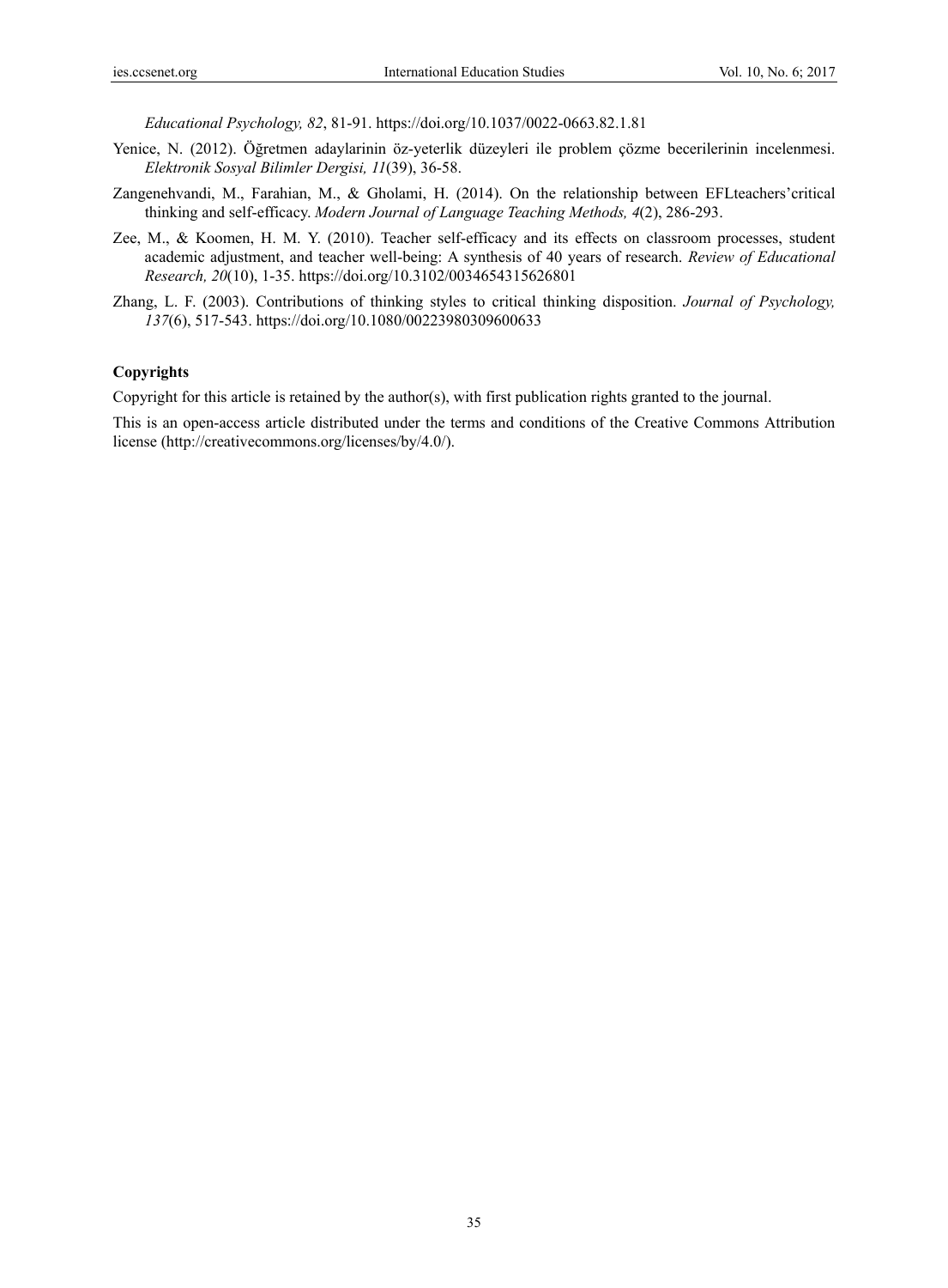*Educational Psychology, 82*, 81-91. https://doi.org/10.1037/0022-0663.82.1.81

Yenice, N. (2012). Öğretmen adaylarinin öz-yeterlik düzeyleri ile problem çözme becerilerinin incelenmesi. *Elektronik Sosyal Bilimler Dergisi, 11*(39), 36-58.

Zangenehvandi, M., Farahian, M., & Gholami, H. (2014). On the relationship between EFLteachers'critical thinking and self-efficacy. *Modern Journal of Language Teaching Methods, 4*(2), 286-293.

Zee, M., & Koomen, H. M. Y. (2010). Teacher self-efficacy and its effects on classroom processes, student academic adjustment, and teacher well-being: A synthesis of 40 years of research. *Review of Educational Research, 20*(10), 1-35. https://doi.org/10.3102/0034654315626801

Zhang, L. F. (2003). Contributions of thinking styles to critical thinking disposition. *Journal of Psychology, 137*(6), 517-543. https://doi.org/10.1080/00223980309600633

**Copyrights**

Copyright for this article is retained by the author(s), with first publication rights granted to the journal.

This is an open-access article distributed under the terms and conditions of the Creative Commons Attribution license (http://creativecommons.org/licenses/by/4.0/).